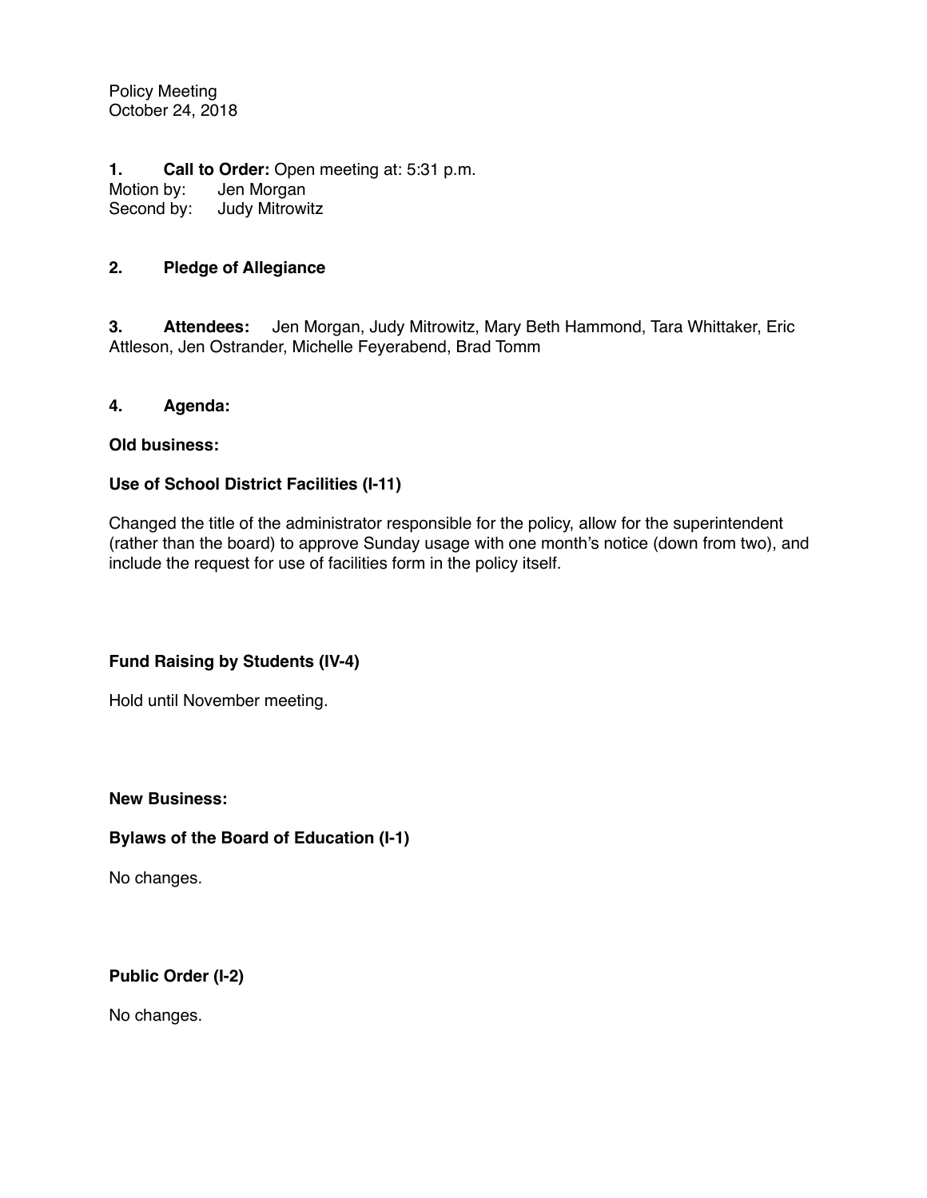Policy Meeting
October 24, 2018

**1. Call to Order:** Open meeting at: 5:31 p.m.
Motion by: Jen Morgan
Second by: Judy Mitrowitz

**2. Pledge of Allegiance**

**3. Attendees:** Jen Morgan, Judy Mitrowitz, Mary Beth Hammond, Tara Whittaker, Eric Attleson, Jen Ostrander, Michelle Feyerabend, Brad Tomm

**4. Agenda:**

**Old business:**

**Use of School District Facilities (I-11)**

Changed the title of the administrator responsible for the policy, allow for the superintendent (rather than the board) to approve Sunday usage with one month's notice (down from two), and include the request for use of facilities form in the policy itself.

**Fund Raising by Students (IV-4)**

Hold until November meeting.

**New Business:**

**Bylaws of the Board of Education (I-1)**

No changes.

**Public Order (I-2)**

No changes.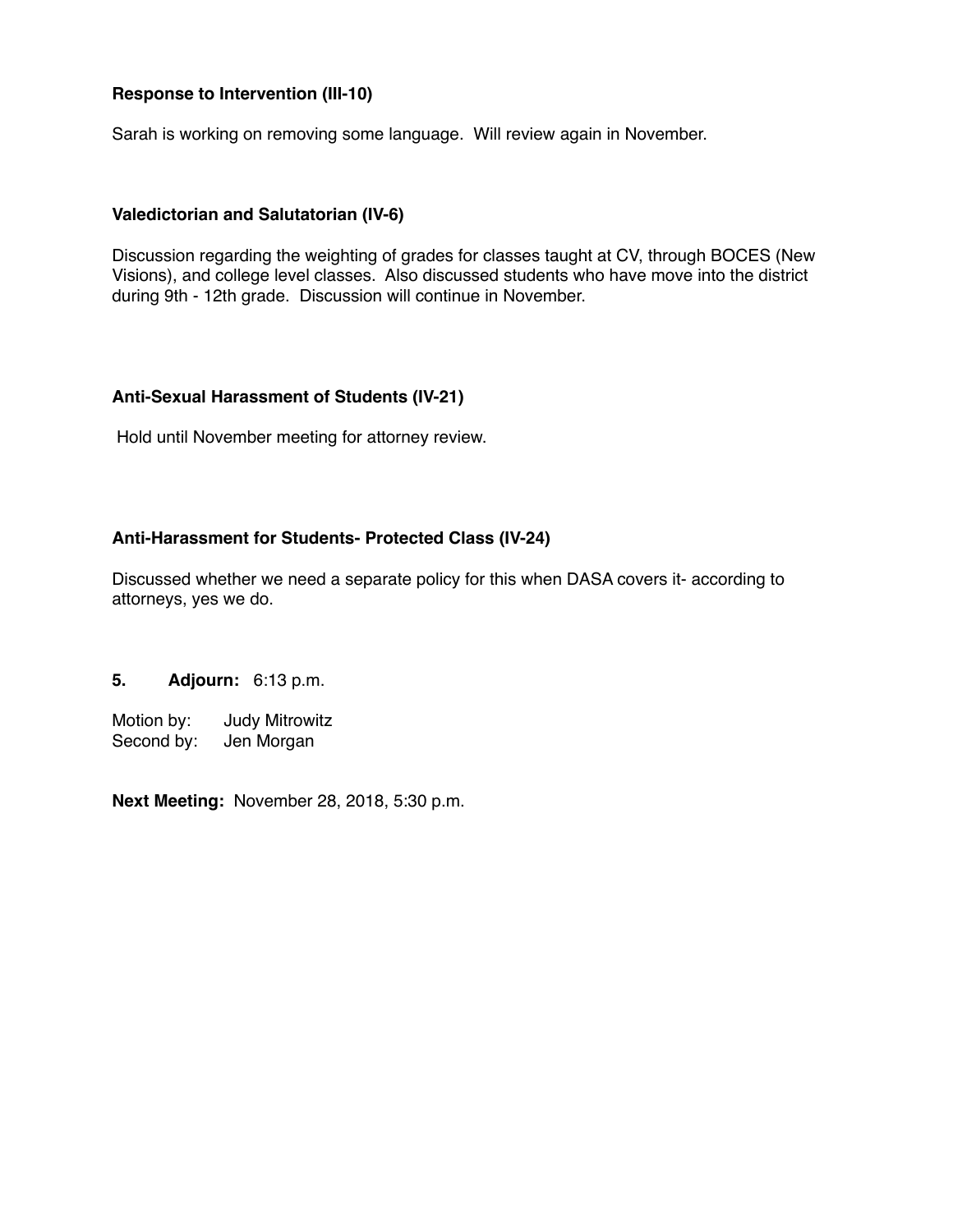**Response to Intervention (III-10)**

Sarah is working on removing some language. Will review again in November.

**Valedictorian and Salutatorian (IV-6)**

Discussion regarding the weighting of grades for classes taught at CV, through BOCES (New Visions), and college level classes. Also discussed students who have move into the district during 9th - 12th grade. Discussion will continue in November.

**Anti-Sexual Harassment of Students (IV-21)**

Hold until November meeting for attorney review.

**Anti-Harassment for Students- Protected Class (IV-24)**

Discussed whether we need a separate policy for this when DASA covers it- according to attorneys, yes we do.

**5. Adjourn:** 6:13 p.m.

Motion by: Judy Mitrowitz
Second by: Jen Morgan

**Next Meeting:** November 28, 2018, 5:30 p.m.